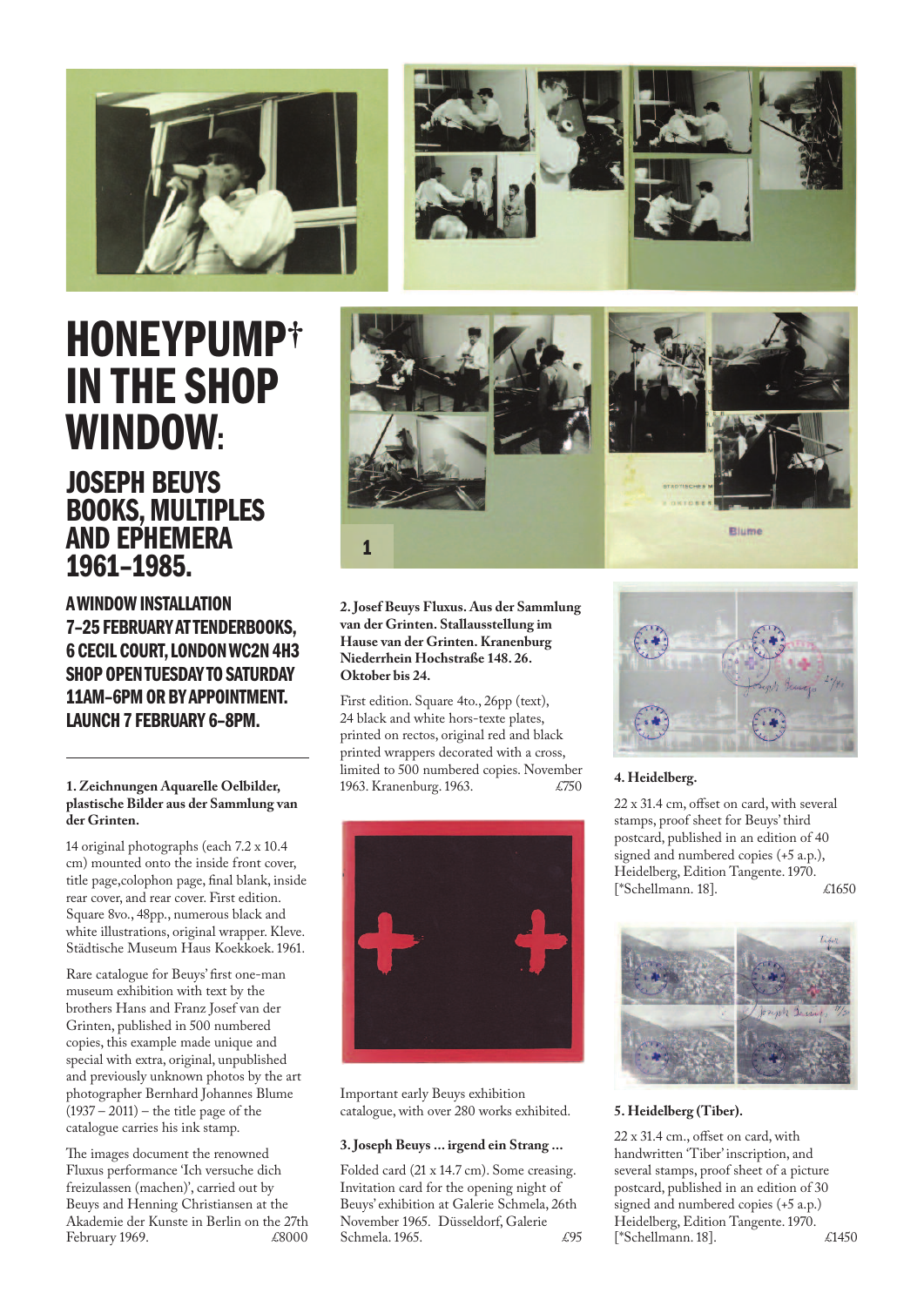# HONEYPUMP† IN THE SHOP WINDOW:

## JOSEPH BEUYS BOOKS, MULTIPLES AND EPHEMERA 1961–1985.

### A WINDOW INSTALLATION 7–25 FEBRUARY AT TENDERBOOKS, 6 CECIL COURT, LONDON WC2N 4H3 SHOP OPEN TUESDAY TO SATURDAY 11AM–6PM OR BY APPOINTMENT. LAUNCH 7 FEBRUARY 6–8PM.

1

**1. Zeichnungen Aquarelle Oelbilder, plastische Bilder aus der Sammlung van der Grinten.**

14 original photographs (each 7.2 x 10.4 cm) mounted onto the inside front cover, title page,colophon page, final blank, inside rear cover, and rear cover. First edition. Square 8vo., 48pp., numerous black and white illustrations, original wrapper. Kleve. Städtische Museum Haus Koekkoek. 1961.

Rare catalogue for Beuys' first one-man museum exhibition with text by the brothers Hans and Franz Josef van der Grinten, published in 500 numbered copies, this example made unique and special with extra, original, unpublished and previously unknown photos by the art photographer Bernhard Johannes Blume (1937 – 2011) – the title page of the catalogue carries his ink stamp.

The images document the renowned Fluxus performance 'Ich versuche dich freizulassen (machen)', carried out by Beuys and Henning Christiansen at the Akademie der Kunste in Berlin on the 27th February 1969. £8000

**2. Josef Beuys Fluxus. Aus der Sammlung van der Grinten. Stallausstellung im Hause van der Grinten. Kranenburg Niederrhein Hochstraße 148. 26. Oktober bis 24.**

First edition. Square 4to., 26pp (text), 24 black and white hors-texte plates, printed on rectos, original red and black printed wrappers decorated with a cross, limited to 500 numbered copies. November 1963. Kranenburg. 1963. £750

Important early Beuys exhibition catalogue, with over 280 works exhibited.

**3. Joseph Beuys ... irgend ein Strang ...**

Folded card (21 x 14.7 cm). Some creasing. Invitation card for the opening night of Beuys' exhibition at Galerie Schmela, 26th November 1965. Düsseldorf, Galerie Schmela. 1965. £95

**4. Heidelberg.**

22 x 31.4 cm, offset on card, with several stamps, proof sheet for Beuys' third postcard, published in an edition of 40 signed and numbered copies (+5 a.p.), Heidelberg, Edition Tangente. 1970. [*Schellmann. 18]. £1650

**5. Heidelberg (Tiber).**

22 x 31.4 cm., offset on card, with handwritten 'Tiber' inscription, and several stamps, proof sheet of a picture postcard, published in an edition of 30 signed and numbered copies (+5 a.p.) Heidelberg, Edition Tangente. 1970. [*Schellmann. 18]. £1450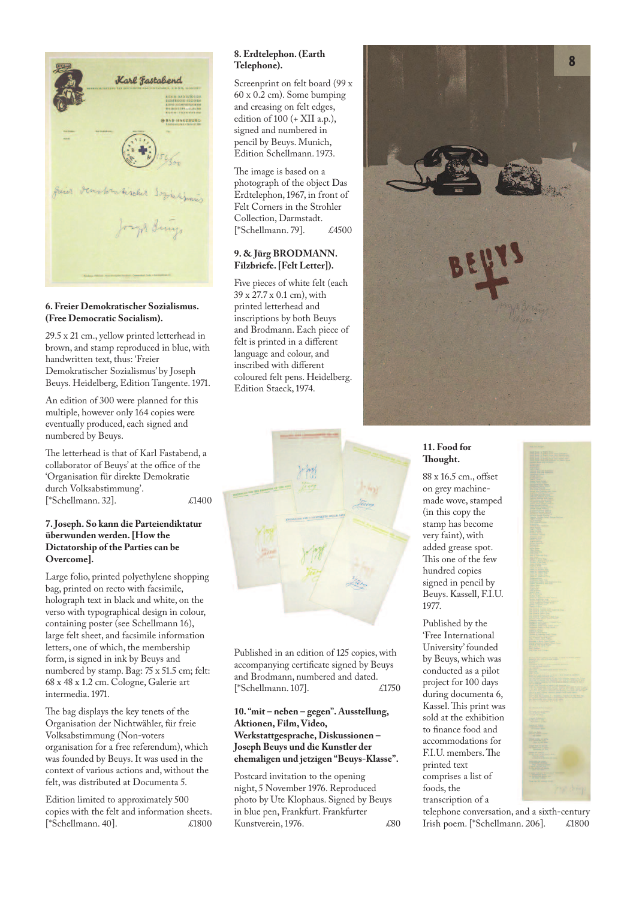**6. Freier Demokratischer Sozialismus. (Free Democratic Socialism).**

29.5 x 21 cm., yellow printed letterhead in brown, and stamp reproduced in blue, with handwritten text, thus: 'Freier Demokratischer Sozialismus' by Joseph Beuys. Heidelberg, Edition Tangente. 1971.

An edition of 300 were planned for this multiple, however only 164 copies were eventually produced, each signed and numbered by Beuys.

The letterhead is that of Karl Fastabend, a collaborator of Beuys' at the office of the 'Organisation für direkte Demokratie durch Volksabstimmung'. [*Schellmann. 32]. £1400

**7. Joseph. So kann die Parteiendiktatur überwunden werden. [How the Dictatorship of the Parties can be Overcome].**

Large folio, printed polyethylene shopping bag, printed on recto with facsimile, holograph text in black and white, on the verso with typographical design in colour, containing poster (see Schellmann 16), large felt sheet, and facsimile information letters, one of which, the membership form, is signed in ink by Beuys and numbered by stamp. Bag: 75 x 51.5 cm; felt: 68 x 48 x 1.2 cm. Cologne, Galerie art intermedia. 1971.

The bag displays the key tenets of the Organisation der Nichtwähler, für freie Volksabstimmung (Non-voters organisation for a free referendum), which was founded by Beuys. It was used in the context of various actions and, without the felt, was distributed at Documenta 5.

Edition limited to approximately 500 copies with the felt and information sheets. [*Schellmann. 40]. £1800

**8. Erdtelephon. (Earth Telephone).**

Screenprint on felt board (99 x 60 x 0.2 cm). Some bumping and creasing on felt edges, edition of 100 (+ XII a.p.), signed and numbered in pencil by Beuys. Munich, Edition Schellmann. 1973.

The image is based on a photograph of the object Das Erdtelephon, 1967, in front of Felt Corners in the Strohler Collection, Darmstadt. [*Schellmann. 79]. £4500

**9. & Jürg BRODMANN. Filzbriefe. [Felt Letter]).**

Five pieces of white felt (each 39 x 27.7 x 0.1 cm), with printed letterhead and inscriptions by both Beuys and Brodmann. Each piece of felt is printed in a different language and colour, and inscribed with different coloured felt pens. Heidelberg. Edition Staeck, 1974.

Published in an edition of 125 copies, with accompanying certificate signed by Beuys and Brodmann, numbered and dated. [*Schellmann. 107]. £1750

**10. "mit – neben – gegen". Ausstellung, Aktionen, Film, Video, Werkstattgesprache, Diskussionen – Joseph Beuys und die Kunstler der ehemaligen und jetzigen "Beuys-Klasse".**

Postcard invitation to the opening night, 5 November 1976. Reproduced photo by Ute Klophaus. Signed by Beuys in blue pen, Frankfurt. Frankfurter Kunstverein, 1976. £80

**11. Food for Thought.**

88 x 16.5 cm., offset on grey machine-made wove, stamped (in this copy the stamp has become very faint), with added grease spot. This one of the few hundred copies signed in pencil by Beuys. Kassell, F.I.U. 1977.

Published by the 'Free International University' founded by Beuys, which was conducted as a pilot project for 100 days during documenta 6, Kassel. This print was sold at the exhibition to finance food and accommodations for F.I.U. members. The printed text comprises a list of foods, the transcription of a telephone conversation, and a sixth-century Irish poem. [*Schellmann. 206]. £1800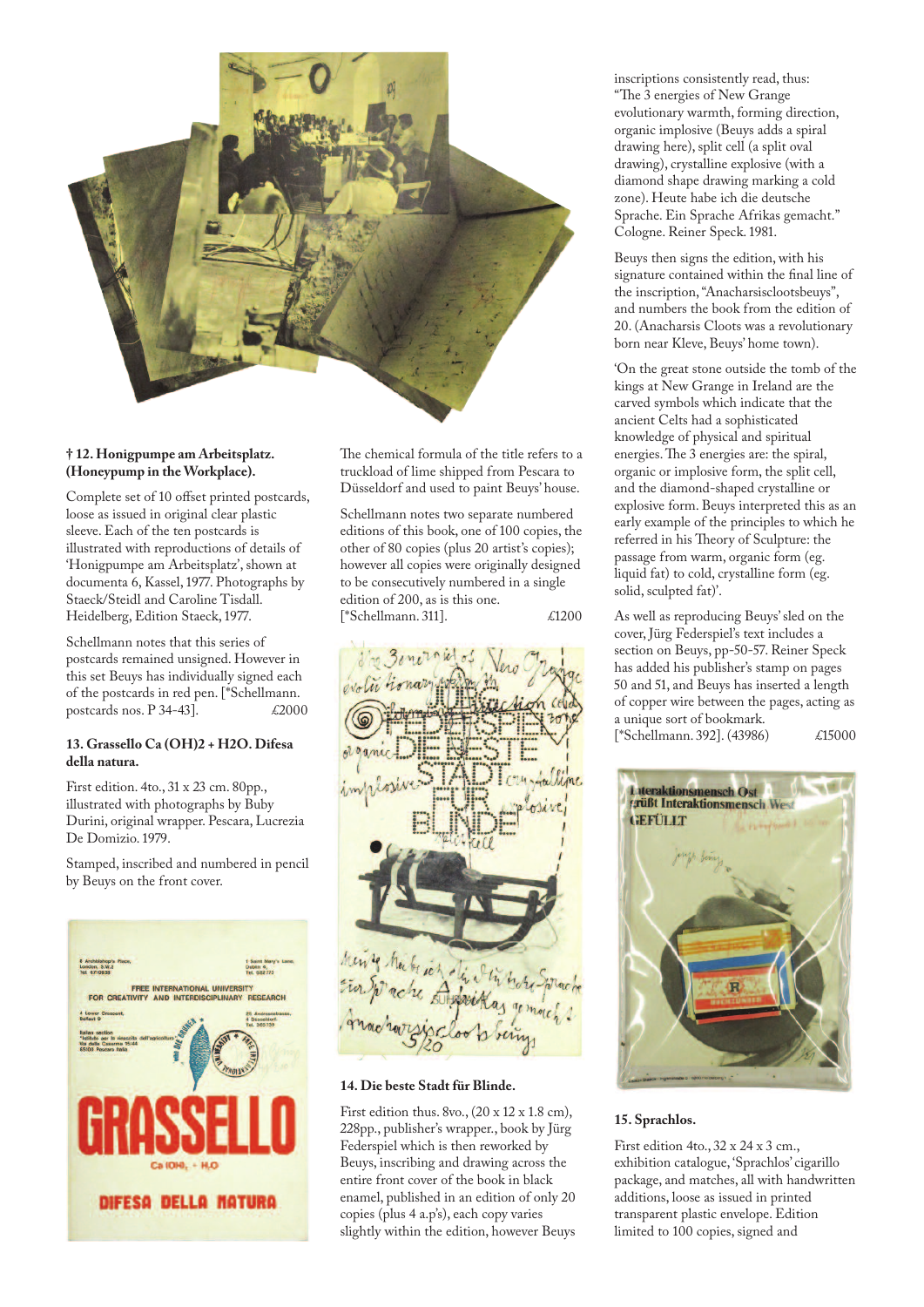**† 12. Honigpumpe am Arbeitsplatz. (Honeypump in the Workplace).**

Complete set of 10 offset printed postcards, loose as issued in original clear plastic sleeve. Each of the ten postcards is illustrated with reproductions of details of 'Honigpumpe am Arbeitsplatz', shown at documenta 6, Kassel, 1977. Photographs by Staeck/Steidl and Caroline Tisdall. Heidelberg, Edition Staeck, 1977.

Schellmann notes that this series of postcards remained unsigned. However in this set Beuys has individually signed each of the postcards in red pen. [*Schellmann. postcards nos. P 34-43]. £2000

**13. Grassello Ca (OH)2 + H2O. Difesa della natura.**

First edition. 4to., 31 x 23 cm. 80pp., illustrated with photographs by Buby Durini, original wrapper. Pescara, Lucrezia De Domizio. 1979.

Stamped, inscribed and numbered in pencil by Beuys on the front cover.

The chemical formula of the title refers to a truckload of lime shipped from Pescara to Düsseldorf and used to paint Beuys' house.

Schellmann notes two separate numbered editions of this book, one of 100 copies, the other of 80 copies (plus 20 artist's copies); however all copies were originally designed to be consecutively numbered in a single edition of 200, as is this one. [*Schellmann. 311]. £1200

**14. Die beste Stadt für Blinde.**

First edition thus. 8vo., (20 x 12 x 1.8 cm), 228pp., publisher's wrapper., book by Jürg Federspiel which is then reworked by Beuys, inscribing and drawing across the entire front cover of the book in black enamel, published in an edition of only 20 copies (plus 4 a.p's), each copy varies slightly within the edition, however Beuys inscriptions consistently read, thus: "The 3 energies of New Grange evolutionary warmth, forming direction, organic implosive (Beuys adds a spiral drawing here), split cell (a split oval drawing), crystalline explosive (with a diamond shape drawing marking a cold zone). Heute habe ich die deutsche Sprache. Ein Sprache Afrikas gemacht." Cologne. Reiner Speck. 1981.

Beuys then signs the edition, with his signature contained within the final line of the inscription, "Anacharsisclootsbeuys", and numbers the book from the edition of 20. (Anacharsis Cloots was a revolutionary born near Kleve, Beuys' home town).

'On the great stone outside the tomb of the kings at New Grange in Ireland are the carved symbols which indicate that the ancient Celts had a sophisticated knowledge of physical and spiritual energies. The 3 energies are: the spiral, organic or implosive form, the split cell, and the diamond-shaped crystalline or explosive form. Beuys interpreted this as an early example of the principles to which he referred in his Theory of Sculpture: the passage from warm, organic form (eg. liquid fat) to cold, crystalline form (eg. solid, sculpted fat)'.

As well as reproducing Beuys' sled on the cover, Jürg Federspiel's text includes a section on Beuys, pp-50-57. Reiner Speck has added his publisher's stamp on pages 50 and 51, and Beuys has inserted a length of copper wire between the pages, acting as a unique sort of bookmark. [*Schellmann. 392]. (43986) £15000

**15. Sprachlos.**

First edition 4to., 32 x 24 x 3 cm., exhibition catalogue, 'Sprachlos' cigarillo package, and matches, all with handwritten additions, loose as issued in printed transparent plastic envelope. Edition limited to 100 copies, signed and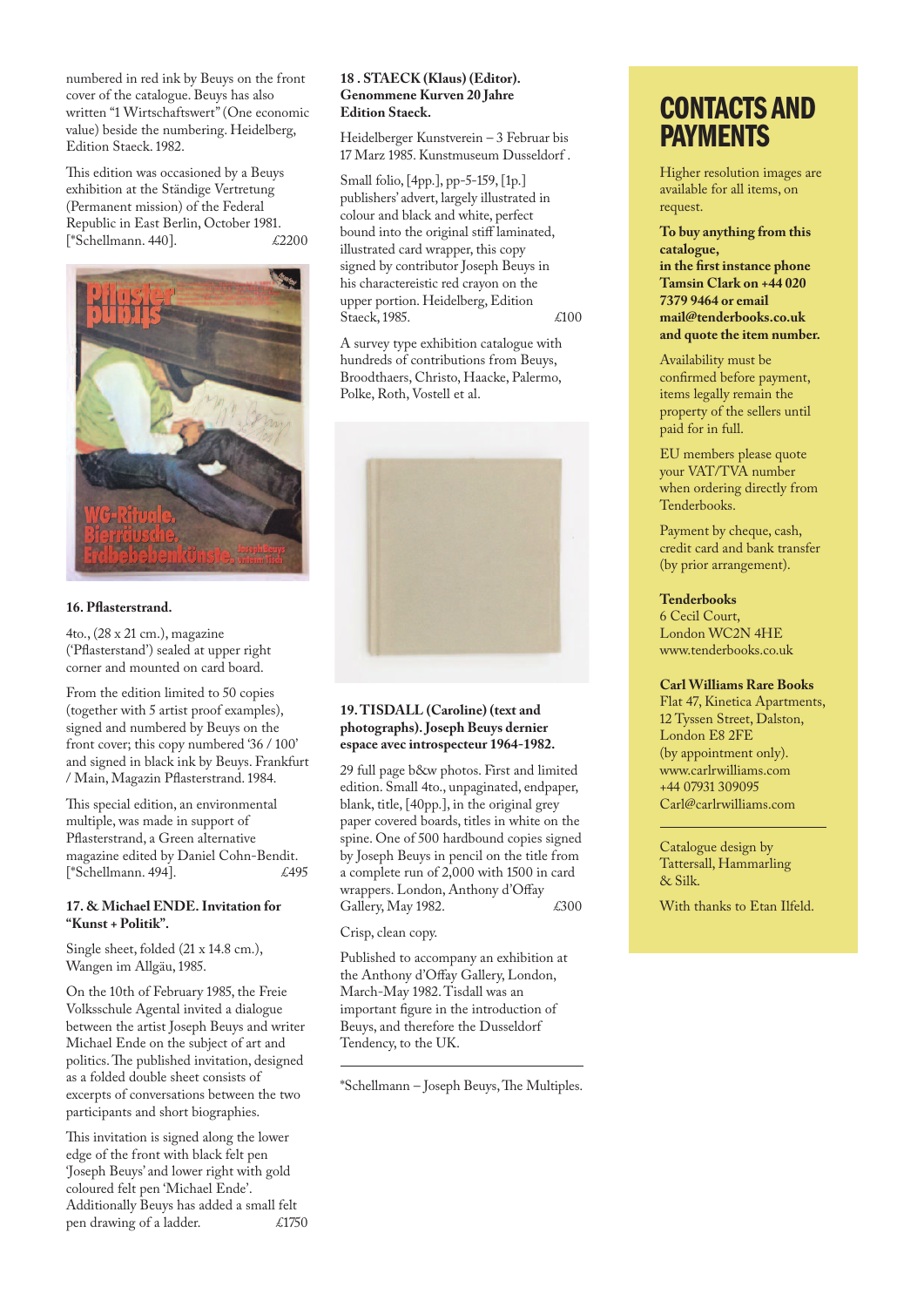numbered in red ink by Beuys on the front cover of the catalogue. Beuys has also written "1 Wirtschaftswert" (One economic value) beside the numbering. Heidelberg, Edition Staeck. 1982.

This edition was occasioned by a Beuys exhibition at the Ständige Vertretung (Permanent mission) of the Federal Republic in East Berlin, October 1981. [*Schellmann. 440]. £2200

**16. Pflasterstrand.**

4to., (28 x 21 cm.), magazine ('Pflasterstand') sealed at upper right corner and mounted on card board.

From the edition limited to 50 copies (together with 5 artist proof examples), signed and numbered by Beuys on the front cover; this copy numbered '36 / 100' and signed in black ink by Beuys. Frankfurt / Main, Magazin Pflasterstrand. 1984.

This special edition, an environmental multiple, was made in support of Pflasterstrand, a Green alternative magazine edited by Daniel Cohn-Bendit. [*Schellmann. 494]. £495

**17. & Michael ENDE. Invitation for "Kunst + Politik".**

Single sheet, folded (21 x 14.8 cm.), Wangen im Allgäu, 1985.

On the 10th of February 1985, the Freie Volksschule Agental invited a dialogue between the artist Joseph Beuys and writer Michael Ende on the subject of art and politics. The published invitation, designed as a folded double sheet consists of excerpts of conversations between the two participants and short biographies.

This invitation is signed along the lower edge of the front with black felt pen 'Joseph Beuys' and lower right with gold coloured felt pen 'Michael Ende'. Additionally Beuys has added a small felt pen drawing of a ladder. £1750

**18 . STAECK (Klaus) (Editor). Genommene Kurven 20 Jahre Edition Staeck.**

Heidelberger Kunstverein – 3 Februar bis 17 Marz 1985. Kunstmuseum Dusseldorf .

Small folio, [4pp.], pp-5-159, [1p.] publishers' advert, largely illustrated in colour and black and white, perfect bound into the original stiff laminated, illustrated card wrapper, this copy signed by contributor Joseph Beuys in his charactereistic red crayon on the upper portion. Heidelberg, Edition Staeck, 1985. £100

A survey type exhibition catalogue with hundreds of contributions from Beuys, Broodthaers, Christo, Haacke, Palermo, Polke, Roth, Vostell et al.

**19. TISDALL (Caroline) (text and photographs). Joseph Beuys dernier espace avec introspecteur 1964-1982.**

29 full page b&w photos. First and limited edition. Small 4to., unpaginated, endpaper, blank, title, [40pp.], in the original grey paper covered boards, titles in white on the spine. One of 500 hardbound copies signed by Joseph Beuys in pencil on the title from a complete run of 2,000 with 1500 in card wrappers. London, Anthony d'Offay Gallery, May 1982. £300

Crisp, clean copy.

Published to accompany an exhibition at the Anthony d'Offay Gallery, London, March-May 1982. Tisdall was an important figure in the introduction of Beuys, and therefore the Dusseldorf Tendency, to the UK.

---

*Schellmann – Joseph Beuys, The Multiples.

# CONTACTS AND PAYMENTS

Higher resolution images are available for all items, on request.

**To buy anything from this catalogue, in the first instance phone Tamsin Clark on +44 020 7379 9464 or email mail@tenderbooks.co.uk and quote the item number.**

Availability must be confirmed before payment, items legally remain the property of the sellers until paid for in full.

EU members please quote your VAT/TVA number when ordering directly from Tenderbooks.

Payment by cheque, cash, credit card and bank transfer (by prior arrangement).

**Tenderbooks**
6 Cecil Court,
London WC2N 4HE
www.tenderbooks.co.uk

**Carl Williams Rare Books**
Flat 47, Kinetica Apartments,
12 Tyssen Street, Dalston,
London E8 2FE
(by appointment only).
www.carlrwilliams.com
+44 07931 309095
Carl@carlrwilliams.com

---

Catalogue design by Tattersall, Hammarling & Silk.

With thanks to Etan Ilfeld.